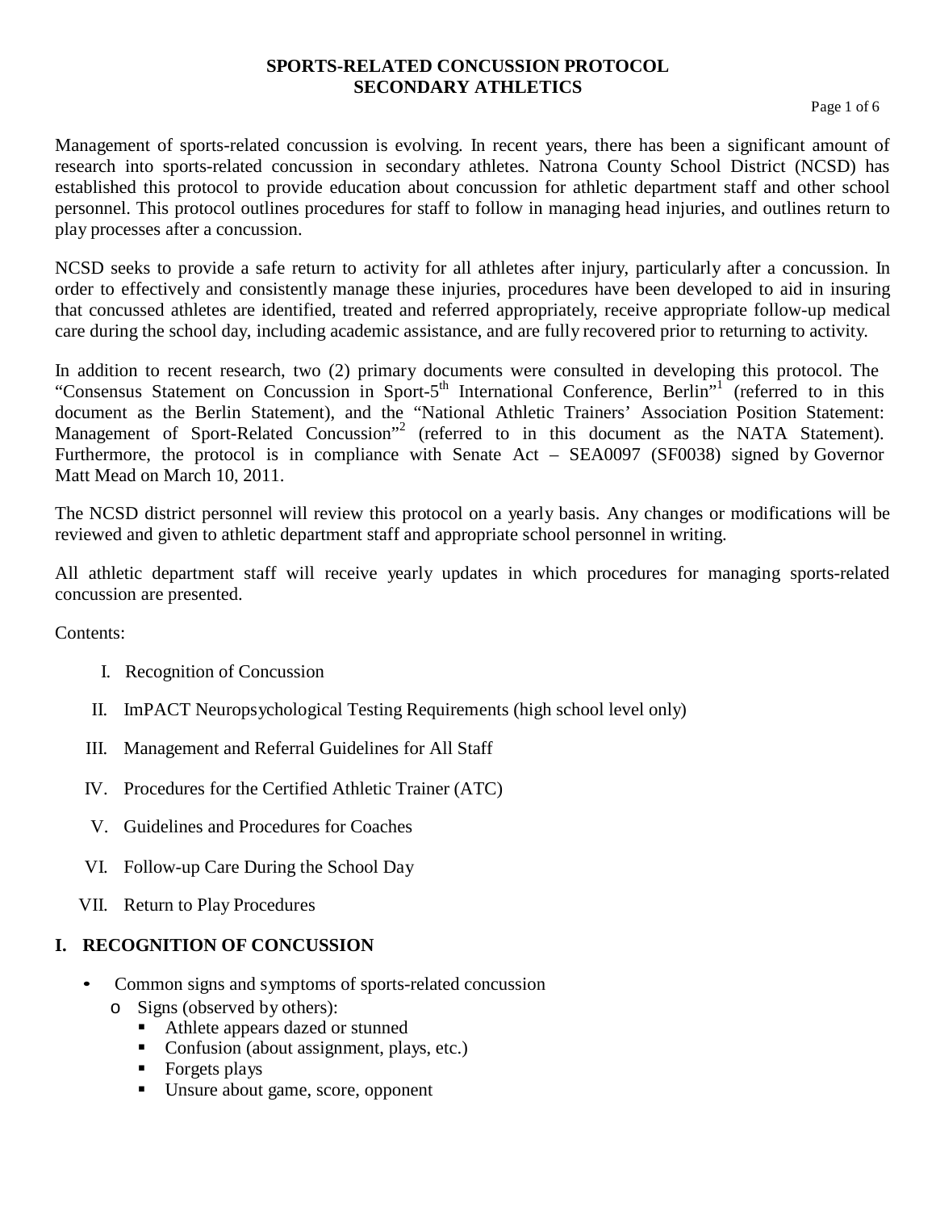# SPORTS-RELATED CONCUSSION PROTOCOL
# SECONDARY ATHLETICS

Management of sports-related concussion is evolving. In recent years, there has been a significant amount of research into sports-related concussion in secondary athletes. Natrona County School District (NCSD) has established this protocol to provide education about concussion for athletic department staff and other school personnel. This protocol outlines procedures for staff to follow in managing head injuries, and outlines return to play processes after a concussion.

NCSD seeks to provide a safe return to activity for all athletes after injury, particularly after a concussion. In order to effectively and consistently manage these injuries, procedures have been developed to aid in insuring that concussed athletes are identified, treated and referred appropriately, receive appropriate follow-up medical care during the school day, including academic assistance, and are fully recovered prior to returning to activity.

In addition to recent research, two (2) primary documents were consulted in developing this protocol. The "Consensus Statement on Concussion in Sport-5th International Conference, Berlin"[1] (referred to in this document as the Berlin Statement), and the "National Athletic Trainers' Association Position Statement: Management of Sport-Related Concussion"[2] (referred to in this document as the NATA Statement). Furthermore, the protocol is in compliance with Senate Act – SEA0097 (SF0038) signed by Governor Matt Mead on March 10, 2011.

The NCSD district personnel will review this protocol on a yearly basis. Any changes or modifications will be reviewed and given to athletic department staff and appropriate school personnel in writing.

All athletic department staff will receive yearly updates in which procedures for managing sports-related concussion are presented.

Contents:

- I. Recognition of Concussion
- II. ImPACT Neuropsychological Testing Requirements (high school level only)
- III. Management and Referral Guidelines for All Staff
- IV. Procedures for the Certified Athletic Trainer (ATC)
- V. Guidelines and Procedures for Coaches
- VI. Follow-up Care During the School Day
- VII. Return to Play Procedures

## I. RECOGNITION OF CONCUSSION

- Common signs and symptoms of sports-related concussion
  - Signs (observed by others):
    - Athlete appears dazed or stunned
    - Confusion (about assignment, plays, etc.)
    - Forgets plays
    - Unsure about game, score, opponent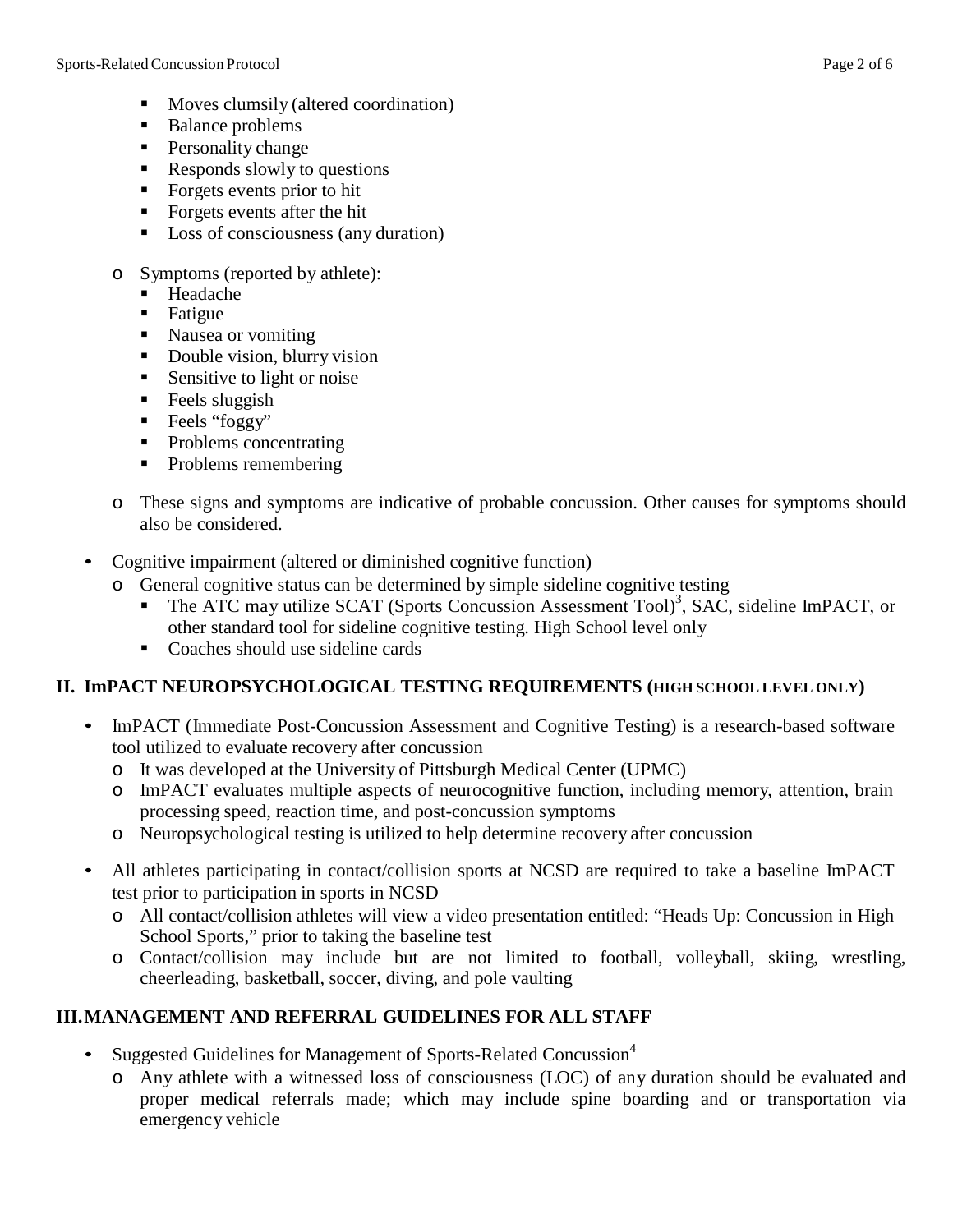- Moves clumsily (altered coordination)
        - Balance problems
        - Personality change
        - Responds slowly to questions
        - Forgets events prior to hit
        - Forgets events after the hit
        - Loss of consciousness (any duration)
    - Symptoms (reported by athlete):
        - Headache
        - Fatigue
        - Nausea or vomiting
        - Double vision, blurry vision
        - Sensitive to light or noise
        - Feels sluggish
        - Feels "foggy"
        - Problems concentrating
        - Problems remembering
    - These signs and symptoms are indicative of probable concussion. Other causes for symptoms should also be considered.
- Cognitive impairment (altered or diminished cognitive function)
    - General cognitive status can be determined by simple sideline cognitive testing
        - The ATC may utilize SCAT (Sports Concussion Assessment Tool)[3], SAC, sideline ImPACT, or other standard tool for sideline cognitive testing. High School level only
        - Coaches should use sideline cards

## II. ImPACT NEUROPSYCHOLOGICAL TESTING REQUIREMENTS (HIGH SCHOOL LEVEL ONLY)

- ImPACT (Immediate Post-Concussion Assessment and Cognitive Testing) is a research-based software tool utilized to evaluate recovery after concussion
    - It was developed at the University of Pittsburgh Medical Center (UPMC)
    - ImPACT evaluates multiple aspects of neurocognitive function, including memory, attention, brain processing speed, reaction time, and post-concussion symptoms
    - Neuropsychological testing is utilized to help determine recovery after concussion
- All athletes participating in contact/collision sports at NCSD are required to take a baseline ImPACT test prior to participation in sports in NCSD
    - All contact/collision athletes will view a video presentation entitled: "Heads Up: Concussion in High School Sports," prior to taking the baseline test
    - Contact/collision may include but are not limited to football, volleyball, skiing, wrestling, cheerleading, basketball, soccer, diving, and pole vaulting

## III. MANAGEMENT AND REFERRAL GUIDELINES FOR ALL STAFF

- Suggested Guidelines for Management of Sports-Related Concussion[4]
    - Any athlete with a witnessed loss of consciousness (LOC) of any duration should be evaluated and proper medical referrals made; which may include spine boarding and or transportation via emergency vehicle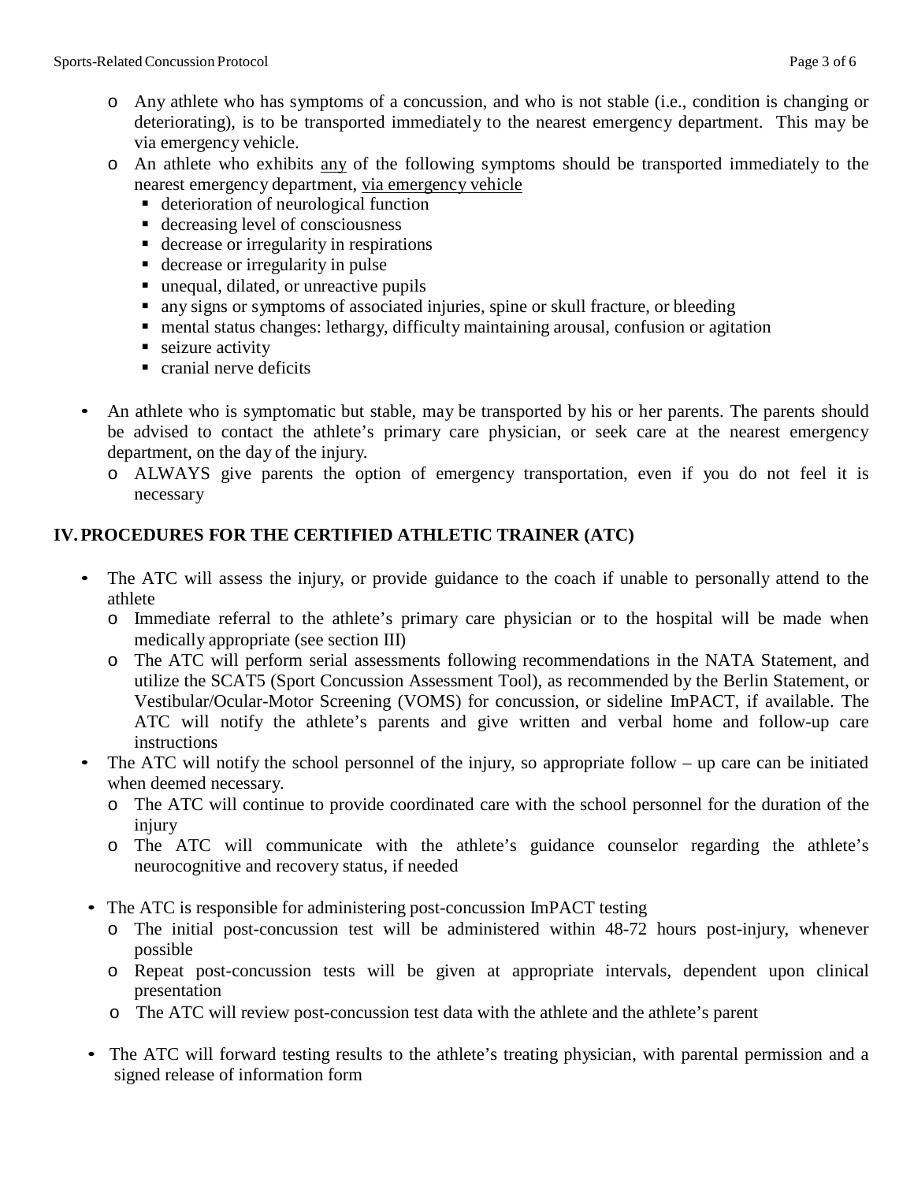- Any athlete who has symptoms of a concussion, and who is not stable (i.e., condition is changing or deteriorating), is to be transported immediately to the nearest emergency department. This may be via emergency vehicle.
- An athlete who exhibits <u>any</u> of the following symptoms should be transported immediately to the nearest emergency department, <u>via emergency vehicle</u>
  - deterioration of neurological function
  - decreasing level of consciousness
  - decrease or irregularity in respirations
  - decrease or irregularity in pulse
  - unequal, dilated, or unreactive pupils
  - any signs or symptoms of associated injuries, spine or skull fracture, or bleeding
  - mental status changes: lethargy, difficulty maintaining arousal, confusion or agitation
  - seizure activity
  - cranial nerve deficits

- An athlete who is symptomatic but stable, may be transported by his or her parents. The parents should be advised to contact the athlete's primary care physician, or seek care at the nearest emergency department, on the day of the injury.
  - ALWAYS give parents the option of emergency transportation, even if you do not feel it is necessary

## IV. PROCEDURES FOR THE CERTIFIED ATHLETIC TRAINER (ATC)

- The ATC will assess the injury, or provide guidance to the coach if unable to personally attend to the athlete
  - Immediate referral to the athlete's primary care physician or to the hospital will be made when medically appropriate (see section III)
  - The ATC will perform serial assessments following recommendations in the NATA Statement, and utilize the SCAT5 (Sport Concussion Assessment Tool), as recommended by the Berlin Statement, or Vestibular/Ocular-Motor Screening (VOMS) for concussion, or sideline ImPACT, if available. The ATC will notify the athlete's parents and give written and verbal home and follow-up care instructions
- The ATC will notify the school personnel of the injury, so appropriate follow – up care can be initiated when deemed necessary.
  - The ATC will continue to provide coordinated care with the school personnel for the duration of the injury
  - The ATC will communicate with the athlete's guidance counselor regarding the athlete's neurocognitive and recovery status, if needed

- The ATC is responsible for administering post-concussion ImPACT testing
  - The initial post-concussion test will be administered within 48-72 hours post-injury, whenever possible
  - Repeat post-concussion tests will be given at appropriate intervals, dependent upon clinical presentation
  - The ATC will review post-concussion test data with the athlete and the athlete's parent

- The ATC will forward testing results to the athlete's treating physician, with parental permission and a signed release of information form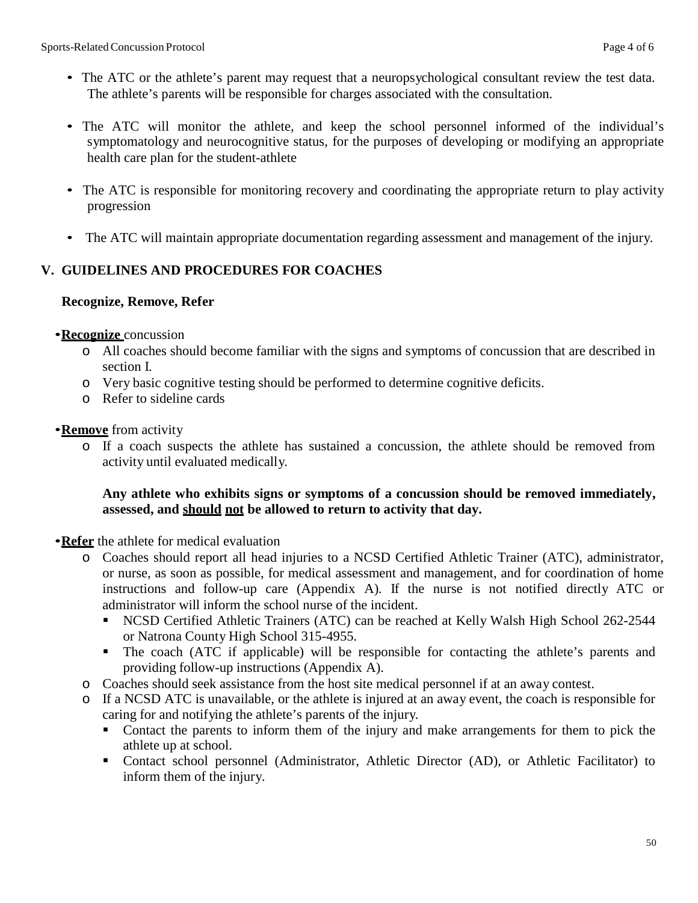- The ATC or the athlete's parent may request that a neuropsychological consultant review the test data. The athlete's parents will be responsible for charges associated with the consultation.

- The ATC will monitor the athlete, and keep the school personnel informed of the individual's symptomatology and neurocognitive status, for the purposes of developing or modifying an appropriate health care plan for the student-athlete

- The ATC is responsible for monitoring recovery and coordinating the appropriate return to play activity progression

- The ATC will maintain appropriate documentation regarding assessment and management of the injury.

## V. GUIDELINES AND PROCEDURES FOR COACHES

**Recognize, Remove, Refer**

- **<u>Recognize</u>** concussion
  - All coaches should become familiar with the signs and symptoms of concussion that are described in section I.
  - Very basic cognitive testing should be performed to determine cognitive deficits.
  - Refer to sideline cards

- **<u>Remove</u>** from activity
  - If a coach suspects the athlete has sustained a concussion, the athlete should be removed from activity until evaluated medically.

    **Any athlete who exhibits signs or symptoms of a concussion should be removed immediately, assessed, and <u>should</u> <u>not</u> be allowed to return to activity that day.**

- **<u>Refer</u>** the athlete for medical evaluation
  - Coaches should report all head injuries to a NCSD Certified Athletic Trainer (ATC), administrator, or nurse, as soon as possible, for medical assessment and management, and for coordination of home instructions and follow-up care (Appendix A). If the nurse is not notified directly ATC or administrator will inform the school nurse of the incident.
    - NCSD Certified Athletic Trainers (ATC) can be reached at Kelly Walsh High School 262-2544 or Natrona County High School 315-4955.
    - The coach (ATC if applicable) will be responsible for contacting the athlete's parents and providing follow-up instructions (Appendix A).
  - Coaches should seek assistance from the host site medical personnel if at an away contest.
  - If a NCSD ATC is unavailable, or the athlete is injured at an away event, the coach is responsible for caring for and notifying the athlete's parents of the injury.
    - Contact the parents to inform them of the injury and make arrangements for them to pick the athlete up at school.
    - Contact school personnel (Administrator, Athletic Director (AD), or Athletic Facilitator) to inform them of the injury.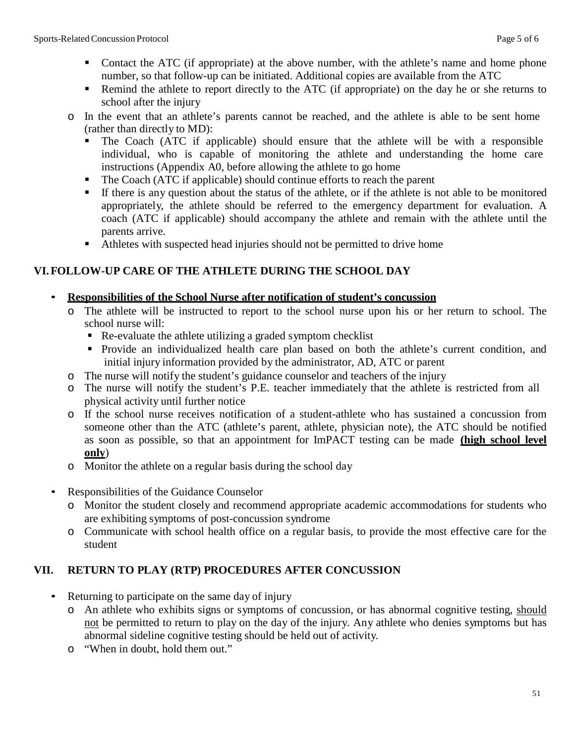- Contact the ATC (if appropriate) at the above number, with the athlete's name and home phone number, so that follow-up can be initiated. Additional copies are available from the ATC
    - Remind the athlete to report directly to the ATC (if appropriate) on the day he or she returns to school after the injury
  - In the event that an athlete's parents cannot be reached, and the athlete is able to be sent home (rather than directly to MD):
    - The Coach (ATC if applicable) should ensure that the athlete will be with a responsible individual, who is capable of monitoring the athlete and understanding the home care instructions (Appendix A0, before allowing the athlete to go home
    - The Coach (ATC if applicable) should continue efforts to reach the parent
    - If there is any question about the status of the athlete, or if the athlete is not able to be monitored appropriately, the athlete should be referred to the emergency department for evaluation. A coach (ATC if applicable) should accompany the athlete and remain with the athlete until the parents arrive.
    - Athletes with suspected head injuries should not be permitted to drive home

## VI. FOLLOW-UP CARE OF THE ATHLETE DURING THE SCHOOL DAY

- <u>**Responsibilities of the School Nurse after notification of student's concussion**</u>
  - The athlete will be instructed to report to the school nurse upon his or her return to school. The school nurse will:
    - Re-evaluate the athlete utilizing a graded symptom checklist
    - Provide an individualized health care plan based on both the athlete's current condition, and initial injury information provided by the administrator, AD, ATC or parent
  - The nurse will notify the student's guidance counselor and teachers of the injury
  - The nurse will notify the student's P.E. teacher immediately that the athlete is restricted from all physical activity until further notice
  - If the school nurse receives notification of a student-athlete who has sustained a concussion from someone other than the ATC (athlete's parent, athlete, physician note), the ATC should be notified as soon as possible, so that an appointment for ImPACT testing can be made **(<u>high school level only</u>**)
  - Monitor the athlete on a regular basis during the school day

- Responsibilities of the Guidance Counselor
  - Monitor the student closely and recommend appropriate academic accommodations for students who are exhibiting symptoms of post-concussion syndrome
  - Communicate with school health office on a regular basis, to provide the most effective care for the student

## VII. RETURN TO PLAY (RTP) PROCEDURES AFTER CONCUSSION

- Returning to participate on the same day of injury
  - An athlete who exhibits signs or symptoms of concussion, or has abnormal cognitive testing, <u>should not</u> be permitted to return to play on the day of the injury. Any athlete who denies symptoms but has abnormal sideline cognitive testing should be held out of activity.
  - "When in doubt, hold them out."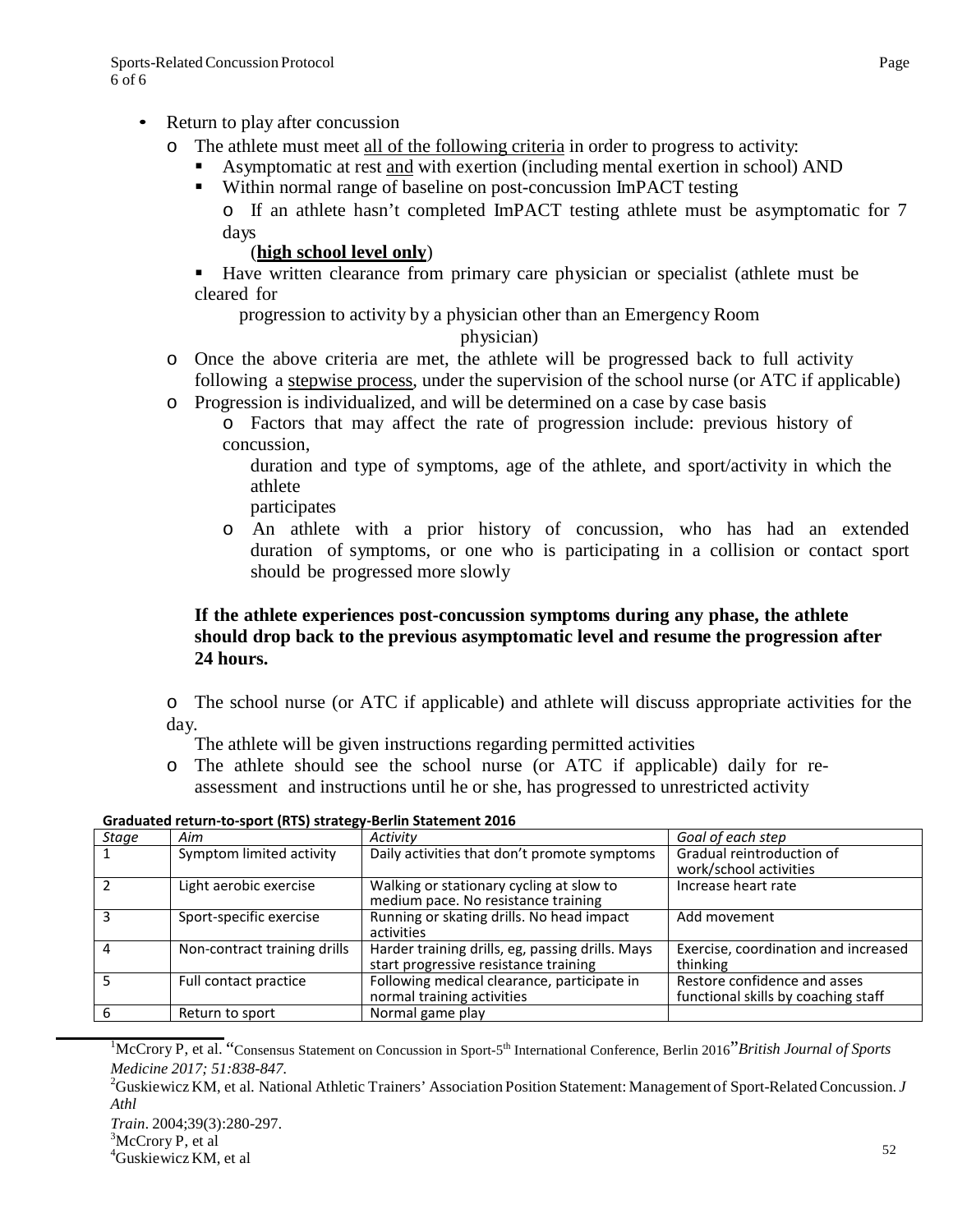- Return to play after concussion
  - The athlete must meet <u>all of the following criteria</u> in order to progress to activity:
    - Asymptomatic at rest <u>and</u> with exertion (including mental exertion in school) AND
    - Within normal range of baseline on post-concussion ImPACT testing
      - If an athlete hasn't completed ImPACT testing athlete must be asymptomatic for 7 days (**<u>high school level only</u>**)
    - Have written clearance from primary care physician or specialist (athlete must be cleared for progression to activity by a physician other than an Emergency Room physician)
  - Once the above criteria are met, the athlete will be progressed back to full activity following a <u>stepwise process</u>, under the supervision of the school nurse (or ATC if applicable)
  - Progression is individualized, and will be determined on a case by case basis
    - Factors that may affect the rate of progression include: previous history of concussion, duration and type of symptoms, age of the athlete, and sport/activity in which the athlete participates
    - An athlete with a prior history of concussion, who has had an extended duration of symptoms, or one who is participating in a collision or contact sport should be progressed more slowly

**If the athlete experiences post-concussion symptoms during any phase, the athlete should drop back to the previous asymptomatic level and resume the progression after 24 hours.**

- The school nurse (or ATC if applicable) and athlete will discuss appropriate activities for the day. The athlete will be given instructions regarding permitted activities
- The athlete should see the school nurse (or ATC if applicable) daily for re-assessment and instructions until he or she, has progressed to unrestricted activity

**Graduated return-to-sport (RTS) strategy-Berlin Statement 2016**

| *Stage* | *Aim* | *Activity* | *Goal of each step* |
|---|---|---|---|
| 1 | Symptom limited activity | Daily activities that don't promote symptoms | Gradual reintroduction of work/school activities |
| 2 | Light aerobic exercise | Walking or stationary cycling at slow to medium pace. No resistance training | Increase heart rate |
| 3 | Sport-specific exercise | Running or skating drills. No head impact activities | Add movement |
| 4 | Non-contract training drills | Harder training drills, eg, passing drills. Mays start progressive resistance training | Exercise, coordination and increased thinking |
| 5 | Full contact practice | Following medical clearance, participate in normal training activities | Restore confidence and asses functional skills by coaching staff |
| 6 | Return to sport | Normal game play | |

[1]McCrory P, et al. "Consensus Statement on Concussion in Sport-5th International Conference, Berlin 2016" *British Journal of Sports Medicine 2017; 51:838-847*.

[2]Guskiewicz KM, et al. National Athletic Trainers' Association Position Statement: Management of Sport-Related Concussion. *J Athl Train*. 2004;39(3):280-297.

[3]McCrory P, et al

[4]Guskiewicz KM, et al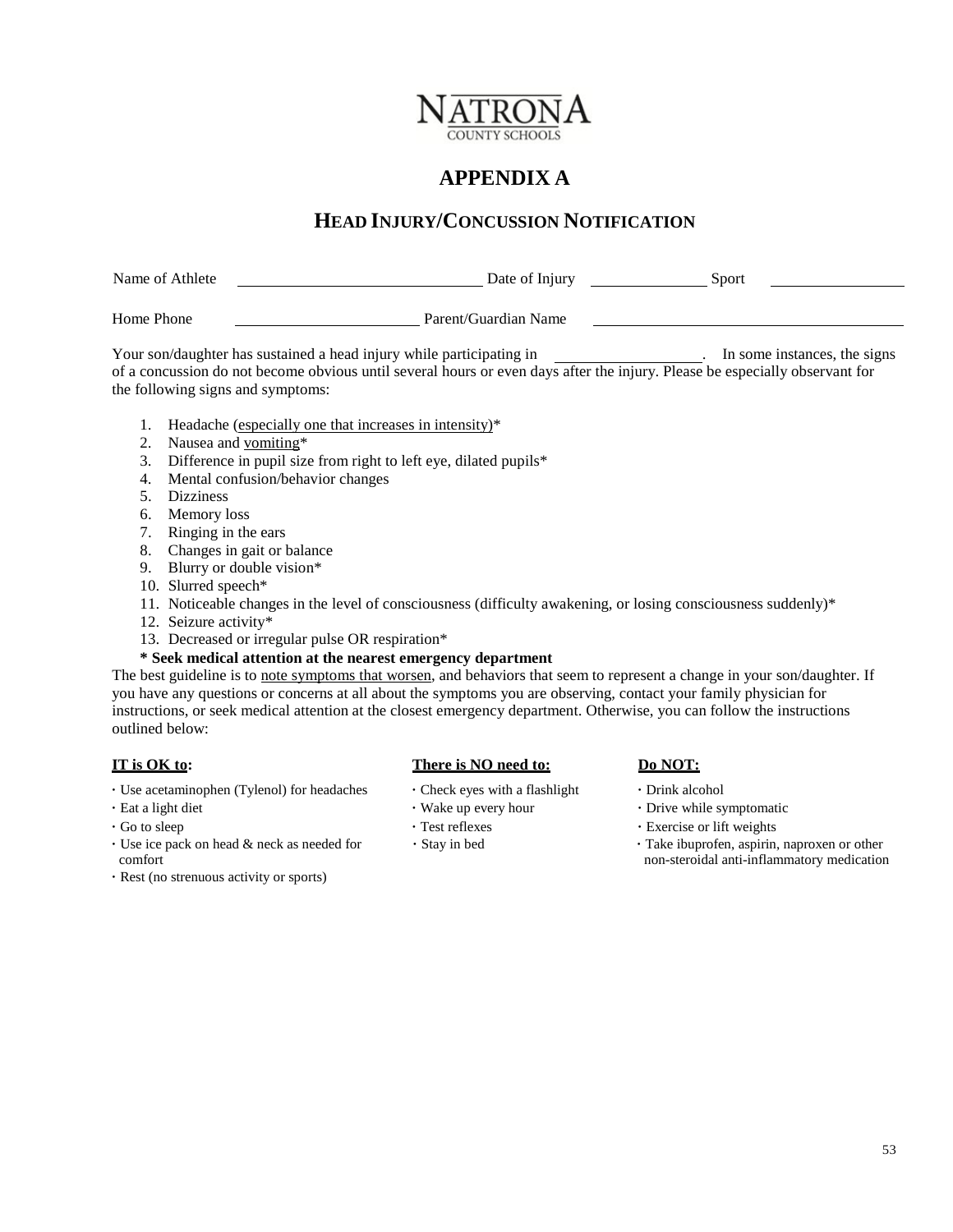NATRONA COUNTY SCHOOLS

# APPENDIX A

## HEAD INJURY/CONCUSSION NOTIFICATION

Name of Athlete ______________________ Date of Injury ____________ Sport ____________

Home Phone ____________________ Parent/Guardian Name ______________________________

Your son/daughter has sustained a head injury while participating in ________________. In some instances, the signs of a concussion do not become obvious until several hours or even days after the injury. Please be especially observant for the following signs and symptoms:

1. Headache (especially one that increases in intensity)*
2. Nausea and vomiting*
3. Difference in pupil size from right to left eye, dilated pupils*
4. Mental confusion/behavior changes
5. Dizziness
6. Memory loss
7. Ringing in the ears
8. Changes in gait or balance
9. Blurry or double vision*
10. Slurred speech*
11. Noticeable changes in the level of consciousness (difficulty awakening, or losing consciousness suddenly)*
12. Seizure activity*
13. Decreased or irregular pulse OR respiration*

**\* Seek medical attention at the nearest emergency department**

The best guideline is to note symptoms that worsen, and behaviors that seem to represent a change in your son/daughter. If you have any questions or concerns at all about the symptoms you are observing, contact your family physician for instructions, or seek medical attention at the closest emergency department. Otherwise, you can follow the instructions outlined below:

**IT is OK to:**

- Use acetaminophen (Tylenol) for headaches
- Eat a light diet
- Go to sleep
- Use ice pack on head & neck as needed for comfort
- Rest (no strenuous activity or sports)

**There is NO need to:**

- Check eyes with a flashlight
- Wake up every hour
- Test reflexes
- Stay in bed

**Do NOT:**

- Drink alcohol
- Drive while symptomatic
- Exercise or lift weights
- Take ibuprofen, aspirin, naproxen or other non-steroidal anti-inflammatory medication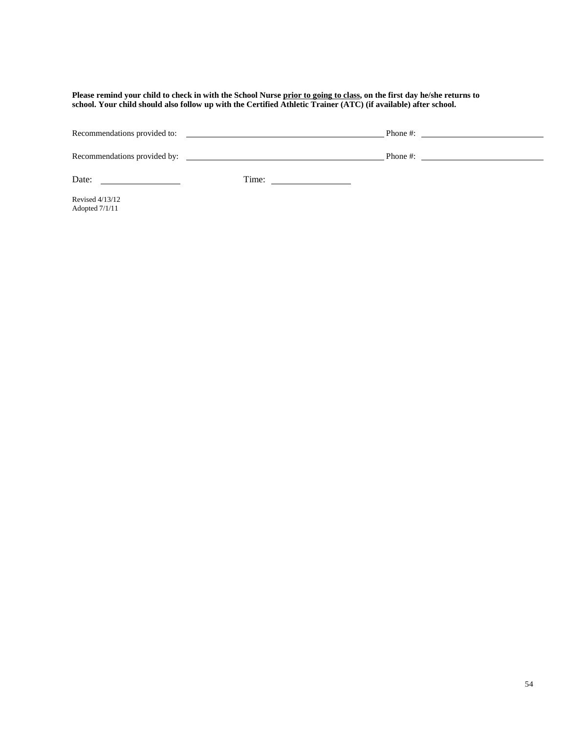**Please remind your child to check in with the School Nurse <u>prior to going to class</u>, on the first day he/she returns to school. Your child should also follow up with the Certified Athletic Trainer (ATC) (if available) after school.**

Recommendations provided to: ______________________________ Phone #: ____________________

Recommendations provided by: ______________________________ Phone #: ____________________

Date: ______________ Time: ______________

Revised 4/13/12
Adopted 7/1/11